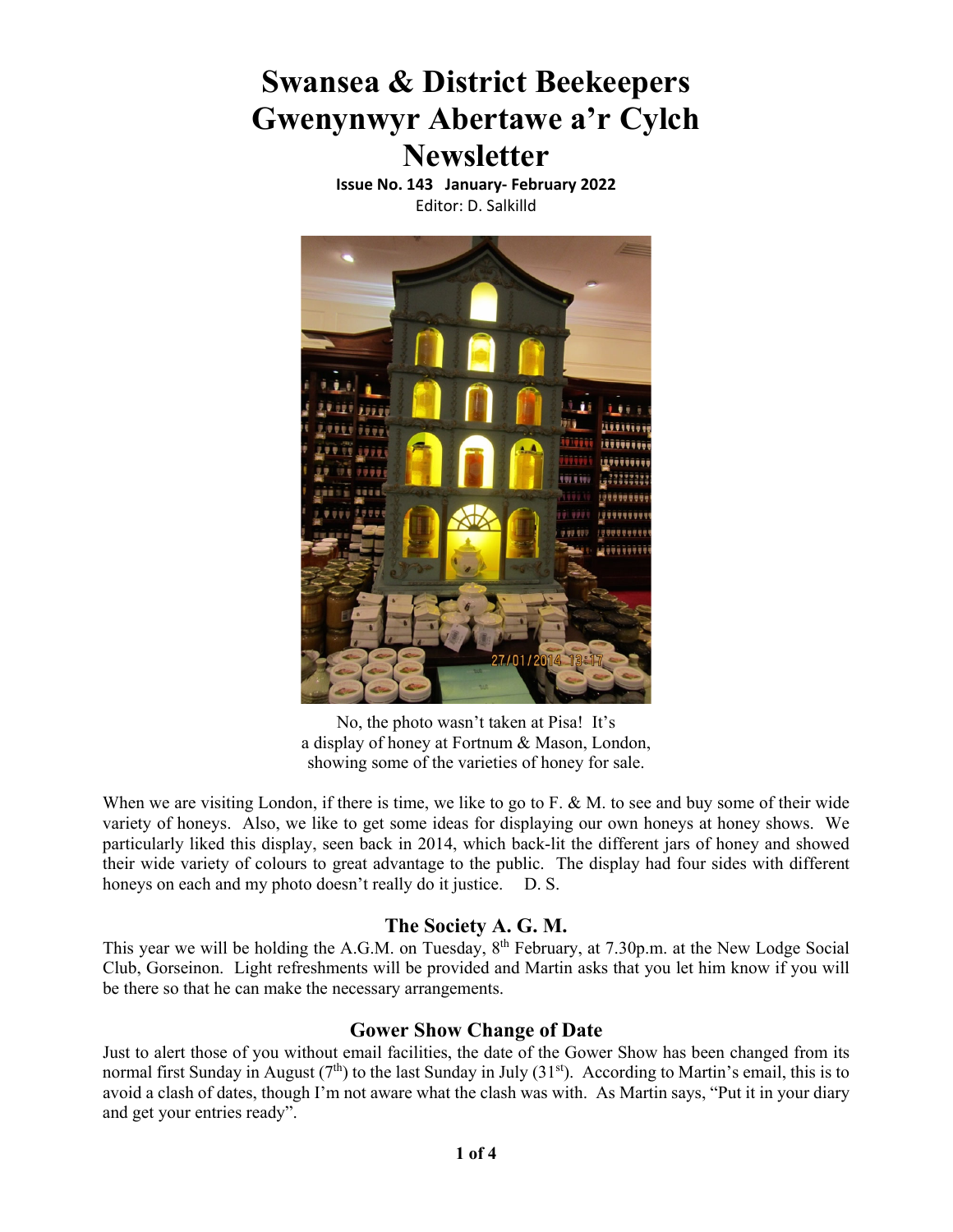# Swansea & District Beekeepers
# Gwenynwyr Abertawe a'r Cylch
# Newsletter

**Issue No. 143 January- February 2022**

Editor: D. Salkilld

No, the photo wasn't taken at Pisa! It's a display of honey at Fortnum & Mason, London, showing some of the varieties of honey for sale.

When we are visiting London, if there is time, we like to go to F. & M. to see and buy some of their wide variety of honeys. Also, we like to get some ideas for displaying our own honeys at honey shows. We particularly liked this display, seen back in 2014, which back-lit the different jars of honey and showed their wide variety of colours to great advantage to the public. The display had four sides with different honeys on each and my photo doesn't really do it justice. D. S.

## The Society A. G. M.

This year we will be holding the A.G.M. on Tuesday, 8th February, at 7.30p.m. at the New Lodge Social Club, Gorseinon. Light refreshments will be provided and Martin asks that you let him know if you will be there so that he can make the necessary arrangements.

## Gower Show Change of Date

Just to alert those of you without email facilities, the date of the Gower Show has been changed from its normal first Sunday in August (7th) to the last Sunday in July (31st). According to Martin's email, this is to avoid a clash of dates, though I'm not aware what the clash was with. As Martin says, "Put it in your diary and get your entries ready".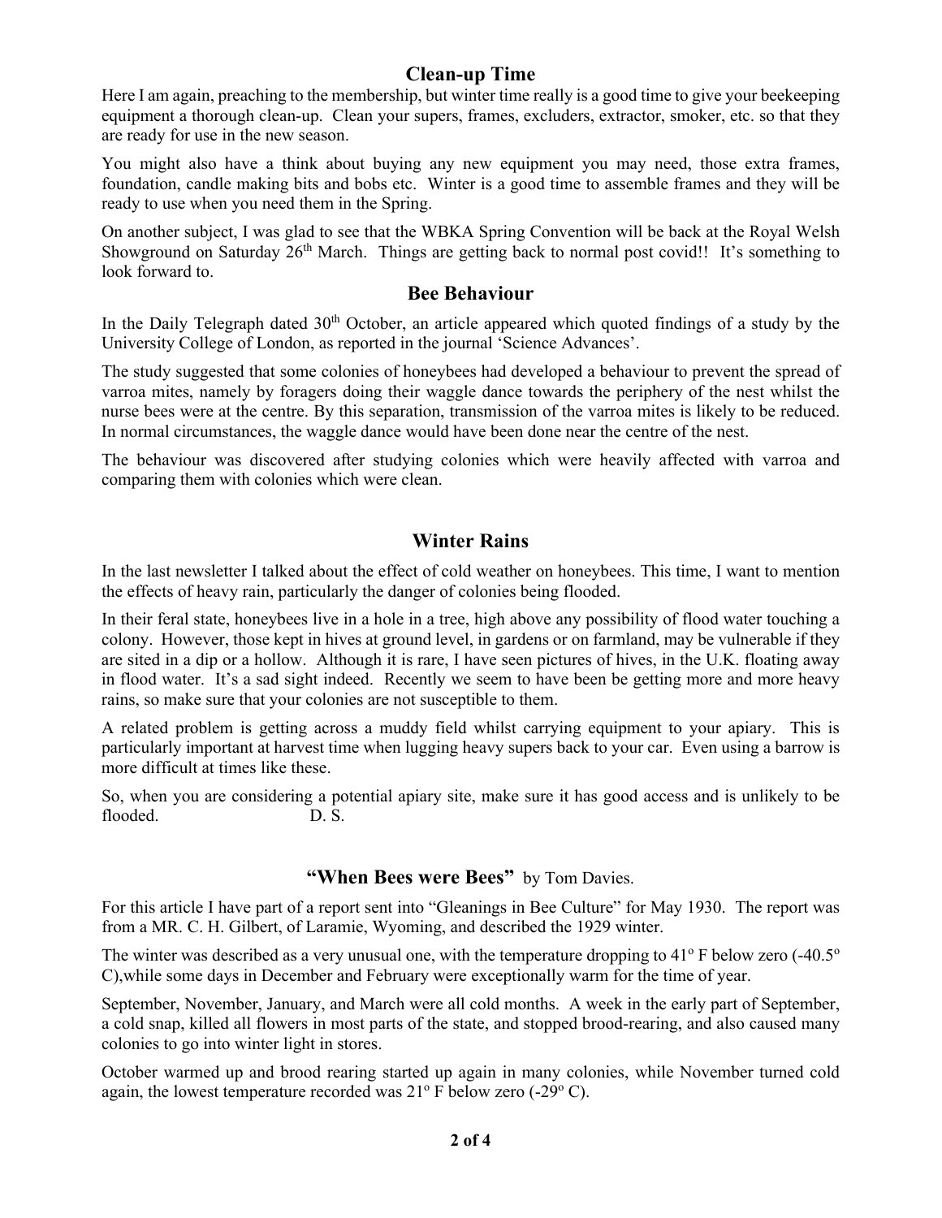## Clean-up Time

Here I am again, preaching to the membership, but winter time really is a good time to give your beekeeping equipment a thorough clean-up. Clean your supers, frames, excluders, extractor, smoker, etc. so that they are ready for use in the new season.

You might also have a think about buying any new equipment you may need, those extra frames, foundation, candle making bits and bobs etc. Winter is a good time to assemble frames and they will be ready to use when you need them in the Spring.

On another subject, I was glad to see that the WBKA Spring Convention will be back at the Royal Welsh Showground on Saturday 26th March. Things are getting back to normal post covid!! It's something to look forward to.

## Bee Behaviour

In the Daily Telegraph dated 30th October, an article appeared which quoted findings of a study by the University College of London, as reported in the journal 'Science Advances'.

The study suggested that some colonies of honeybees had developed a behaviour to prevent the spread of varroa mites, namely by foragers doing their waggle dance towards the periphery of the nest whilst the nurse bees were at the centre. By this separation, transmission of the varroa mites is likely to be reduced. In normal circumstances, the waggle dance would have been done near the centre of the nest.

The behaviour was discovered after studying colonies which were heavily affected with varroa and comparing them with colonies which were clean.

## Winter Rains

In the last newsletter I talked about the effect of cold weather on honeybees. This time, I want to mention the effects of heavy rain, particularly the danger of colonies being flooded.

In their feral state, honeybees live in a hole in a tree, high above any possibility of flood water touching a colony. However, those kept in hives at ground level, in gardens or on farmland, may be vulnerable if they are sited in a dip or a hollow. Although it is rare, I have seen pictures of hives, in the U.K. floating away in flood water. It's a sad sight indeed. Recently we seem to have been be getting more and more heavy rains, so make sure that your colonies are not susceptible to them.

A related problem is getting across a muddy field whilst carrying equipment to your apiary. This is particularly important at harvest time when lugging heavy supers back to your car. Even using a barrow is more difficult at times like these.

So, when you are considering a potential apiary site, make sure it has good access and is unlikely to be flooded. D. S.

## "When Bees were Bees" by Tom Davies.

For this article I have part of a report sent into "Gleanings in Bee Culture" for May 1930. The report was from a MR. C. H. Gilbert, of Laramie, Wyoming, and described the 1929 winter.

The winter was described as a very unusual one, with the temperature dropping to 41º F below zero (-40.5º C),while some days in December and February were exceptionally warm for the time of year.

September, November, January, and March were all cold months. A week in the early part of September, a cold snap, killed all flowers in most parts of the state, and stopped brood-rearing, and also caused many colonies to go into winter light in stores.

October warmed up and brood rearing started up again in many colonies, while November turned cold again, the lowest temperature recorded was 21º F below zero (-29º C).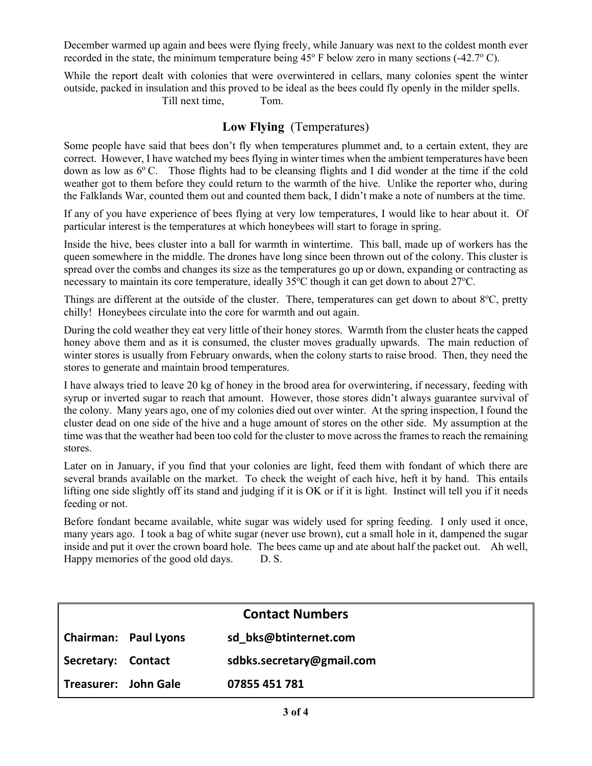December warmed up again and bees were flying freely, while January was next to the coldest month ever recorded in the state, the minimum temperature being 45º F below zero in many sections (-42.7º C).

While the report dealt with colonies that were overwintered in cellars, many colonies spent the winter outside, packed in insulation and this proved to be ideal as the bees could fly openly in the milder spells.

Till next time, Tom.

## Low Flying (Temperatures)

Some people have said that bees don't fly when temperatures plummet and, to a certain extent, they are correct. However, I have watched my bees flying in winter times when the ambient temperatures have been down as low as 6º C. Those flights had to be cleansing flights and I did wonder at the time if the cold weather got to them before they could return to the warmth of the hive. Unlike the reporter who, during the Falklands War, counted them out and counted them back, I didn't make a note of numbers at the time.

If any of you have experience of bees flying at very low temperatures, I would like to hear about it. Of particular interest is the temperatures at which honeybees will start to forage in spring.

Inside the hive, bees cluster into a ball for warmth in wintertime. This ball, made up of workers has the queen somewhere in the middle. The drones have long since been thrown out of the colony. This cluster is spread over the combs and changes its size as the temperatures go up or down, expanding or contracting as necessary to maintain its core temperature, ideally 35ºC though it can get down to about 27ºC.

Things are different at the outside of the cluster. There, temperatures can get down to about 8ºC, pretty chilly! Honeybees circulate into the core for warmth and out again.

During the cold weather they eat very little of their honey stores. Warmth from the cluster heats the capped honey above them and as it is consumed, the cluster moves gradually upwards. The main reduction of winter stores is usually from February onwards, when the colony starts to raise brood. Then, they need the stores to generate and maintain brood temperatures.

I have always tried to leave 20 kg of honey in the brood area for overwintering, if necessary, feeding with syrup or inverted sugar to reach that amount. However, those stores didn't always guarantee survival of the colony. Many years ago, one of my colonies died out over winter. At the spring inspection, I found the cluster dead on one side of the hive and a huge amount of stores on the other side. My assumption at the time was that the weather had been too cold for the cluster to move across the frames to reach the remaining stores.

Later on in January, if you find that your colonies are light, feed them with fondant of which there are several brands available on the market. To check the weight of each hive, heft it by hand. This entails lifting one side slightly off its stand and judging if it is OK or if it is light. Instinct will tell you if it needs feeding or not.

Before fondant became available, white sugar was widely used for spring feeding. I only used it once, many years ago. I took a bag of white sugar (never use brown), cut a small hole in it, dampened the sugar inside and put it over the crown board hole. The bees came up and ate about half the packet out. Ah well, Happy memories of the good old days. D. S.

| Contact Numbers | | |
|---|---|---|
| **Chairman:** | **Paul Lyons** | **sd_bks@btinternet.com** |
| **Secretary:** | **Contact** | **sdbks.secretary@gmail.com** |
| **Treasurer:** | **John Gale** | **07855 451 781** |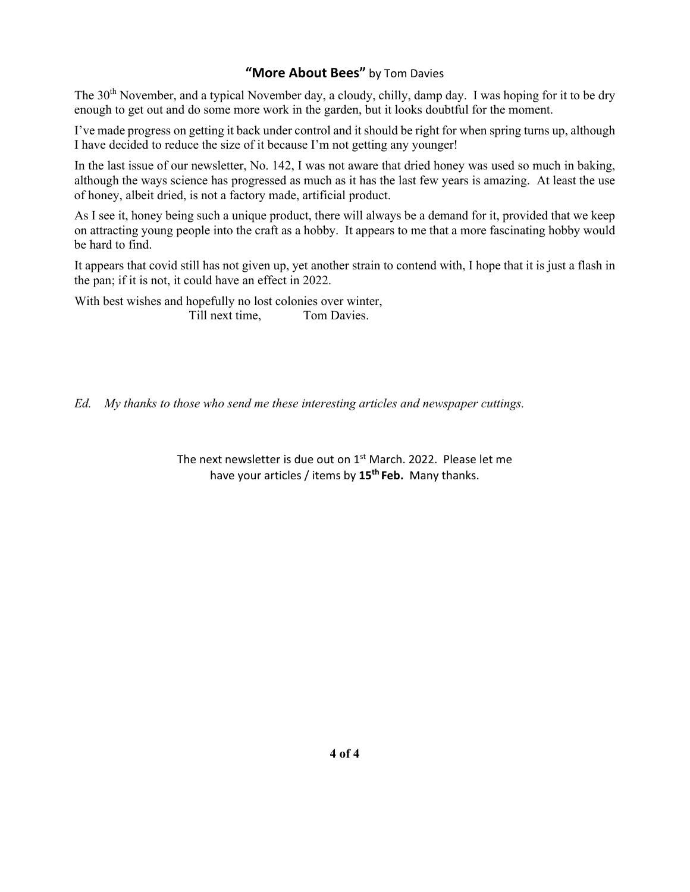## **"More About Bees"** by Tom Davies

The 30th November, and a typical November day, a cloudy, chilly, damp day. I was hoping for it to be dry enough to get out and do some more work in the garden, but it looks doubtful for the moment.

I've made progress on getting it back under control and it should be right for when spring turns up, although I have decided to reduce the size of it because I'm not getting any younger!

In the last issue of our newsletter, No. 142, I was not aware that dried honey was used so much in baking, although the ways science has progressed as much as it has the last few years is amazing. At least the use of honey, albeit dried, is not a factory made, artificial product.

As I see it, honey being such a unique product, there will always be a demand for it, provided that we keep on attracting young people into the craft as a hobby. It appears to me that a more fascinating hobby would be hard to find.

It appears that covid still has not given up, yet another strain to contend with, I hope that it is just a flash in the pan; if it is not, it could have an effect in 2022.

With best wishes and hopefully no lost colonies over winter,
Till next time, Tom Davies.

*Ed. My thanks to those who send me these interesting articles and newspaper cuttings.*

The next newsletter is due out on 1st March. 2022. Please let me have your articles / items by **15th Feb.** Many thanks.